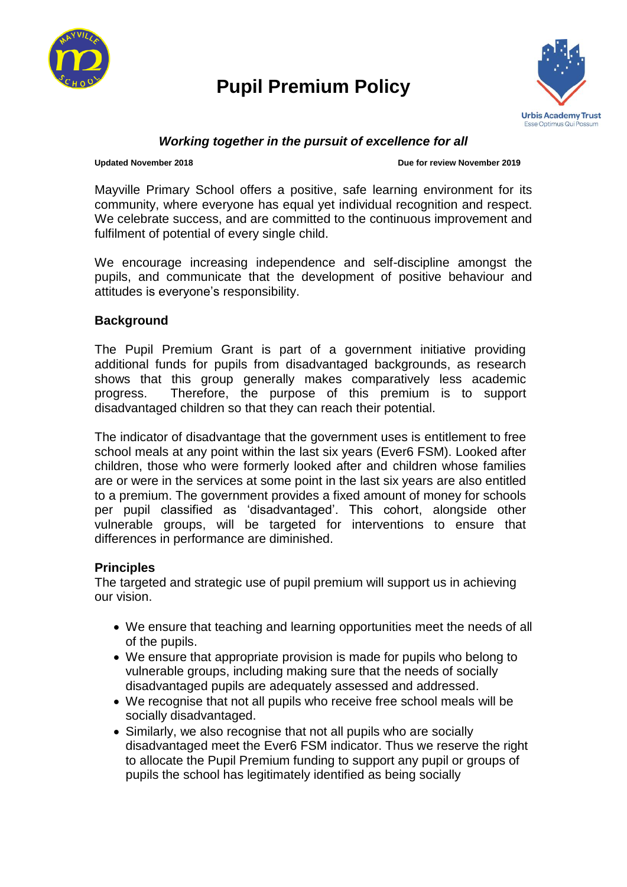# Pupil Premium Policy

***Working together in the pursuit of excellence for all***

**Updated November 2018** **Due for review November 2019**

Mayville Primary School offers a positive, safe learning environment for its community, where everyone has equal yet individual recognition and respect. We celebrate success, and are committed to the continuous improvement and fulfilment of potential of every single child.

We encourage increasing independence and self-discipline amongst the pupils, and communicate that the development of positive behaviour and attitudes is everyone's responsibility.

## Background

The Pupil Premium Grant is part of a government initiative providing additional funds for pupils from disadvantaged backgrounds, as research shows that this group generally makes comparatively less academic progress. Therefore, the purpose of this premium is to support disadvantaged children so that they can reach their potential.

The indicator of disadvantage that the government uses is entitlement to free school meals at any point within the last six years (Ever6 FSM). Looked after children, those who were formerly looked after and children whose families are or were in the services at some point in the last six years are also entitled to a premium. The government provides a fixed amount of money for schools per pupil classified as 'disadvantaged'. This cohort, alongside other vulnerable groups, will be targeted for interventions to ensure that differences in performance are diminished.

## Principles

The targeted and strategic use of pupil premium will support us in achieving our vision.

- We ensure that teaching and learning opportunities meet the needs of all of the pupils.
- We ensure that appropriate provision is made for pupils who belong to vulnerable groups, including making sure that the needs of socially disadvantaged pupils are adequately assessed and addressed.
- We recognise that not all pupils who receive free school meals will be socially disadvantaged.
- Similarly, we also recognise that not all pupils who are socially disadvantaged meet the Ever6 FSM indicator. Thus we reserve the right to allocate the Pupil Premium funding to support any pupil or groups of pupils the school has legitimately identified as being socially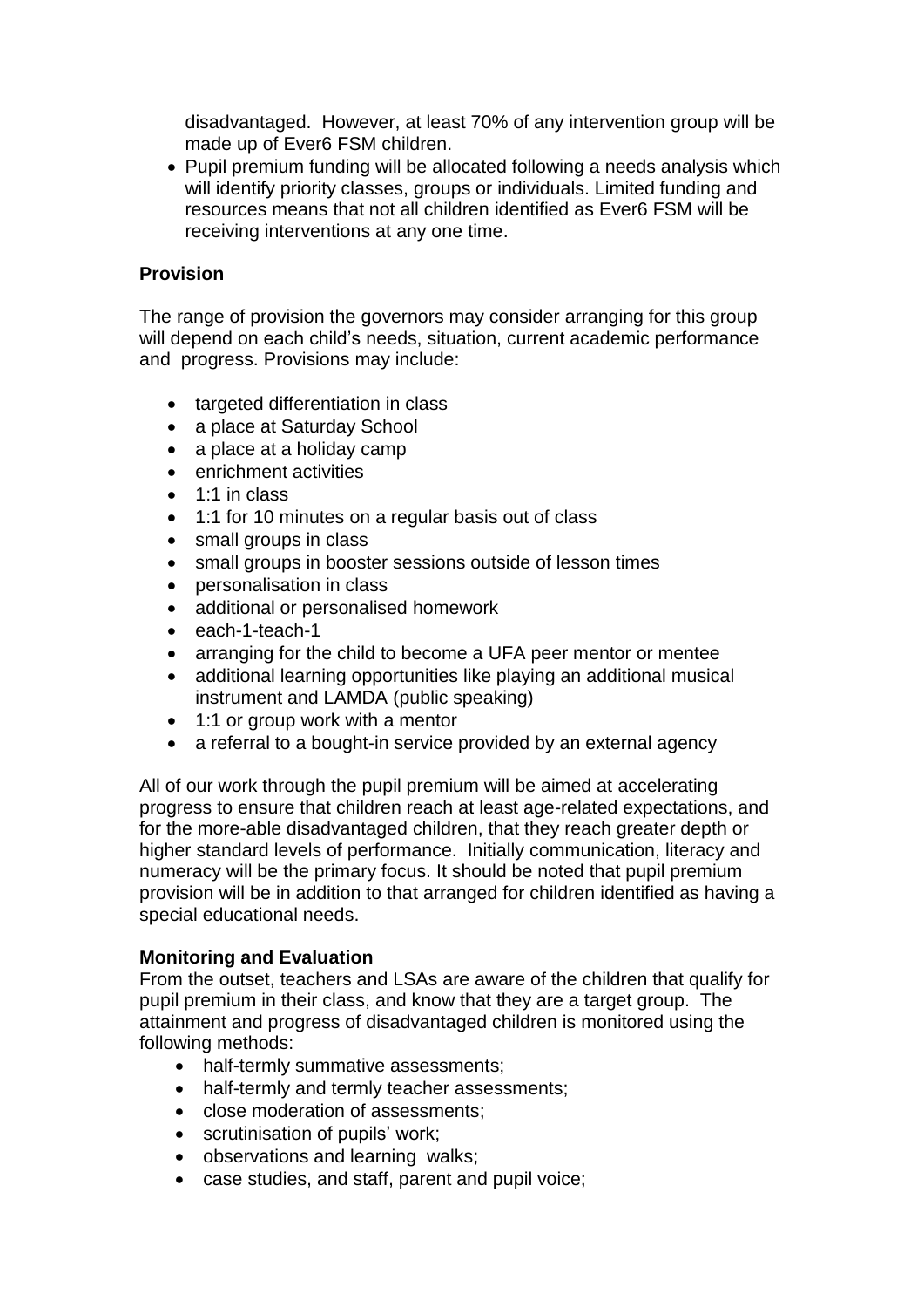disadvantaged. However, at least 70% of any intervention group will be made up of Ever6 FSM children.

- Pupil premium funding will be allocated following a needs analysis which will identify priority classes, groups or individuals. Limited funding and resources means that not all children identified as Ever6 FSM will be receiving interventions at any one time.

**Provision**

The range of provision the governors may consider arranging for this group will depend on each child's needs, situation, current academic performance and progress. Provisions may include:

- targeted differentiation in class
- a place at Saturday School
- a place at a holiday camp
- enrichment activities
- 1:1 in class
- 1:1 for 10 minutes on a regular basis out of class
- small groups in class
- small groups in booster sessions outside of lesson times
- personalisation in class
- additional or personalised homework
- each-1-teach-1
- arranging for the child to become a UFA peer mentor or mentee
- additional learning opportunities like playing an additional musical instrument and LAMDA (public speaking)
- 1:1 or group work with a mentor
- a referral to a bought-in service provided by an external agency

All of our work through the pupil premium will be aimed at accelerating progress to ensure that children reach at least age-related expectations, and for the more-able disadvantaged children, that they reach greater depth or higher standard levels of performance. Initially communication, literacy and numeracy will be the primary focus. It should be noted that pupil premium provision will be in addition to that arranged for children identified as having a special educational needs.

**Monitoring and Evaluation**

From the outset, teachers and LSAs are aware of the children that qualify for pupil premium in their class, and know that they are a target group. The attainment and progress of disadvantaged children is monitored using the following methods:

- half-termly summative assessments;
- half-termly and termly teacher assessments;
- close moderation of assessments;
- scrutinisation of pupils' work;
- observations and learning walks;
- case studies, and staff, parent and pupil voice;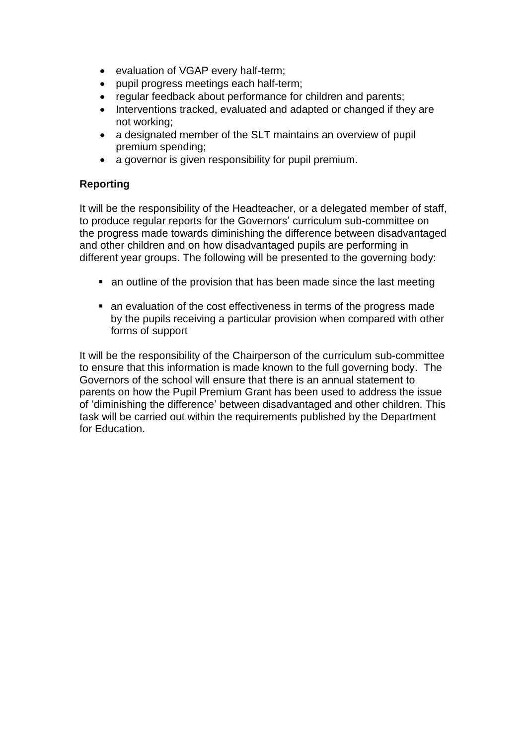- evaluation of VGAP every half-term;
- pupil progress meetings each half-term;
- regular feedback about performance for children and parents;
- Interventions tracked, evaluated and adapted or changed if they are not working;
- a designated member of the SLT maintains an overview of pupil premium spending;
- a governor is given responsibility for pupil premium.

**Reporting**

It will be the responsibility of the Headteacher, or a delegated member of staff, to produce regular reports for the Governors' curriculum sub-committee on the progress made towards diminishing the difference between disadvantaged and other children and on how disadvantaged pupils are performing in different year groups. The following will be presented to the governing body:

- an outline of the provision that has been made since the last meeting
- an evaluation of the cost effectiveness in terms of the progress made by the pupils receiving a particular provision when compared with other forms of support

It will be the responsibility of the Chairperson of the curriculum sub-committee to ensure that this information is made known to the full governing body. The Governors of the school will ensure that there is an annual statement to parents on how the Pupil Premium Grant has been used to address the issue of 'diminishing the difference' between disadvantaged and other children. This task will be carried out within the requirements published by the Department for Education.